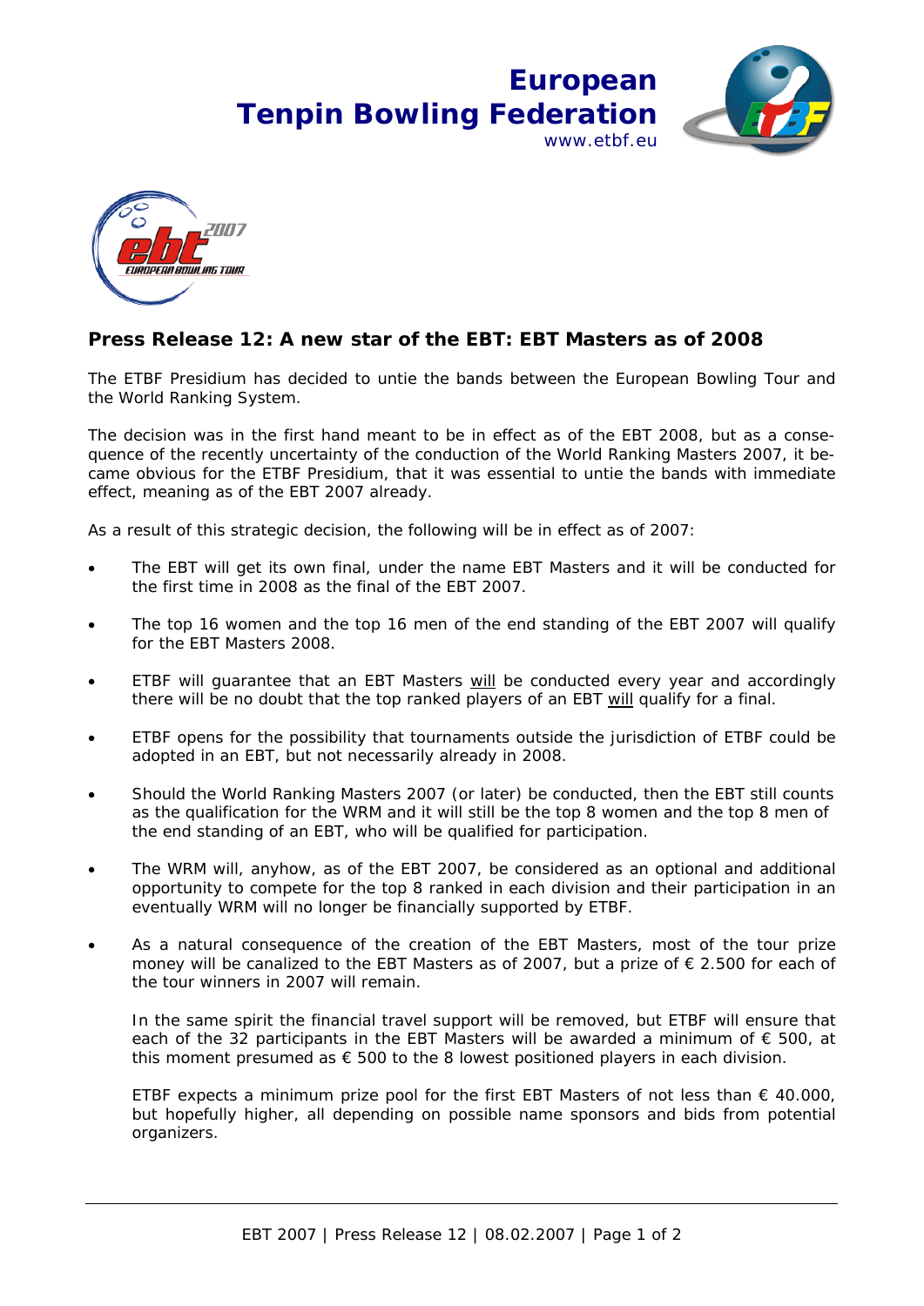**European Tenpin Bowling Federation**
www.etbf.eu

## Press Release 12: A new star of the EBT: EBT Masters as of 2008

The ETBF Presidium has decided to untie the bands between the European Bowling Tour and the World Ranking System.

The decision was in the first hand meant to be in effect as of the EBT 2008, but as a consequence of the recently uncertainty of the conduction of the World Ranking Masters 2007, it became obvious for the ETBF Presidium, that it was essential to untie the bands with immediate effect, meaning as of the EBT 2007 already.

As a result of this strategic decision, the following will be in effect as of 2007:

- The EBT will get its own final, under the name EBT Masters and it will be conducted for the first time in 2008 as the final of the EBT 2007.
- The top 16 women and the top 16 men of the end standing of the EBT 2007 will qualify for the EBT Masters 2008.
- ETBF will guarantee that an EBT Masters <u>will</u> be conducted every year and accordingly there will be no doubt that the top ranked players of an EBT <u>will</u> qualify for a final.
- ETBF opens for the possibility that tournaments outside the jurisdiction of ETBF could be adopted in an EBT, but not necessarily already in 2008.
- Should the World Ranking Masters 2007 (or later) be conducted, then the EBT still counts as the qualification for the WRM and it will still be the top 8 women and the top 8 men of the end standing of an EBT, who will be qualified for participation.
- The WRM will, anyhow, as of the EBT 2007, be considered as an optional and additional opportunity to compete for the top 8 ranked in each division and their participation in an eventually WRM will no longer be financially supported by ETBF.
- As a natural consequence of the creation of the EBT Masters, most of the tour prize money will be canalized to the EBT Masters as of 2007, but a prize of € 2.500 for each of the tour winners in 2007 will remain.

  In the same spirit the financial travel support will be removed, but ETBF will ensure that each of the 32 participants in the EBT Masters will be awarded a minimum of € 500, at this moment presumed as € 500 to the 8 lowest positioned players in each division.

  ETBF expects a minimum prize pool for the first EBT Masters of not less than € 40.000, but hopefully higher, all depending on possible name sponsors and bids from potential organizers.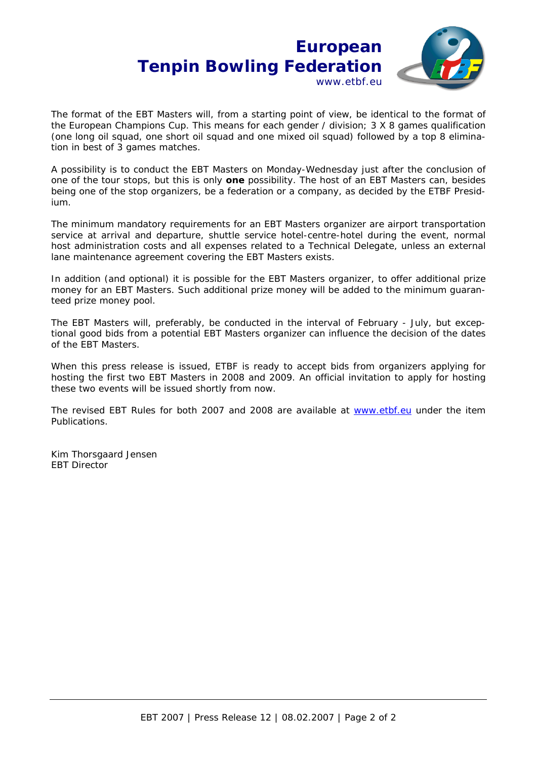The format of the EBT Masters will, from a starting point of view, be identical to the format of the European Champions Cup. This means for each gender / division; 3 X 8 games qualification (one long oil squad, one short oil squad and one mixed oil squad) followed by a top 8 elimination in best of 3 games matches.

A possibility is to conduct the EBT Masters on Monday-Wednesday just after the conclusion of one of the tour stops, but this is only **one** possibility. The host of an EBT Masters can, besides being one of the stop organizers, be a federation or a company, as decided by the ETBF Presidium.

The minimum mandatory requirements for an EBT Masters organizer are airport transportation service at arrival and departure, shuttle service hotel-centre-hotel during the event, normal host administration costs and all expenses related to a Technical Delegate, unless an external lane maintenance agreement covering the EBT Masters exists.

In addition (and optional) it is possible for the EBT Masters organizer, to offer additional prize money for an EBT Masters. Such additional prize money will be added to the minimum guaranteed prize money pool.

The EBT Masters will, preferably, be conducted in the interval of February - July, but exceptional good bids from a potential EBT Masters organizer can influence the decision of the dates of the EBT Masters.

When this press release is issued, ETBF is ready to accept bids from organizers applying for hosting the first two EBT Masters in 2008 and 2009. An official invitation to apply for hosting these two events will be issued shortly from now.

The revised EBT Rules for both 2007 and 2008 are available at www.etbf.eu under the item Publications.

Kim Thorsgaard Jensen
EBT Director